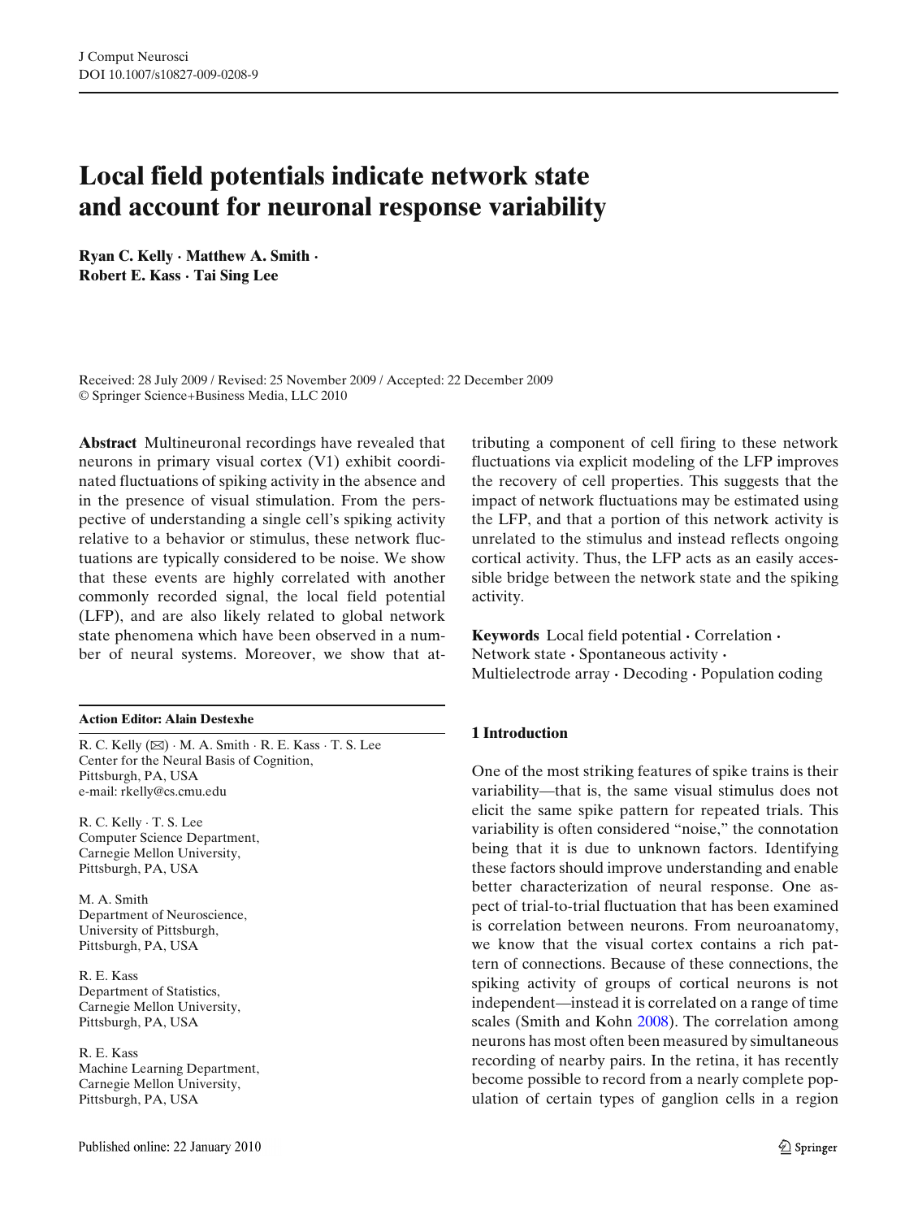J Comput Neurosci
DOI 10.1007/s10827-009-0208-9

# Local field potentials indicate network state and account for neuronal response variability

**Ryan C. Kelly · Matthew A. Smith · Robert E. Kass · Tai Sing Lee**

Received: 28 July 2009 / Revised: 25 November 2009 / Accepted: 22 December 2009
© Springer Science+Business Media, LLC 2010

**Abstract** Multineuronal recordings have revealed that neurons in primary visual cortex (V1) exhibit coordinated fluctuations of spiking activity in the absence and in the presence of visual stimulation. From the perspective of understanding a single cell's spiking activity relative to a behavior or stimulus, these network fluctuations are typically considered to be noise. We show that these events are highly correlated with another commonly recorded signal, the local field potential (LFP), and are also likely related to global network state phenomena which have been observed in a number of neural systems. Moreover, we show that attributing a component of cell firing to these network fluctuations via explicit modeling of the LFP improves the recovery of cell properties. This suggests that the impact of network fluctuations may be estimated using the LFP, and that a portion of this network activity is unrelated to the stimulus and instead reflects ongoing cortical activity. Thus, the LFP acts as an easily accessible bridge between the network state and the spiking activity.

**Keywords** Local field potential · Correlation · Network state · Spontaneous activity · Multielectrode array · Decoding · Population coding

**Action Editor: Alain Destexhe**

R. C. Kelly (✉) · M. A. Smith · R. E. Kass · T. S. Lee
Center for the Neural Basis of Cognition,
Pittsburgh, PA, USA
e-mail: rkelly@cs.cmu.edu

R. C. Kelly · T. S. Lee
Computer Science Department,
Carnegie Mellon University,
Pittsburgh, PA, USA

M. A. Smith
Department of Neuroscience,
University of Pittsburgh,
Pittsburgh, PA, USA

R. E. Kass
Department of Statistics,
Carnegie Mellon University,
Pittsburgh, PA, USA

R. E. Kass
Machine Learning Department,
Carnegie Mellon University,
Pittsburgh, PA, USA

## 1 Introduction

One of the most striking features of spike trains is their variability—that is, the same visual stimulus does not elicit the same spike pattern for repeated trials. This variability is often considered "noise," the connotation being that it is due to unknown factors. Identifying these factors should improve understanding and enable better characterization of neural response. One aspect of trial-to-trial fluctuation that has been examined is correlation between neurons. From neuroanatomy, we know that the visual cortex contains a rich pattern of connections. Because of these connections, the spiking activity of groups of cortical neurons is not independent—instead it is correlated on a range of time scales (Smith and Kohn 2008). The correlation among neurons has most often been measured by simultaneous recording of nearby pairs. In the retina, it has recently become possible to record from a nearly complete population of certain types of ganglion cells in a region

Published online: 22 January 2010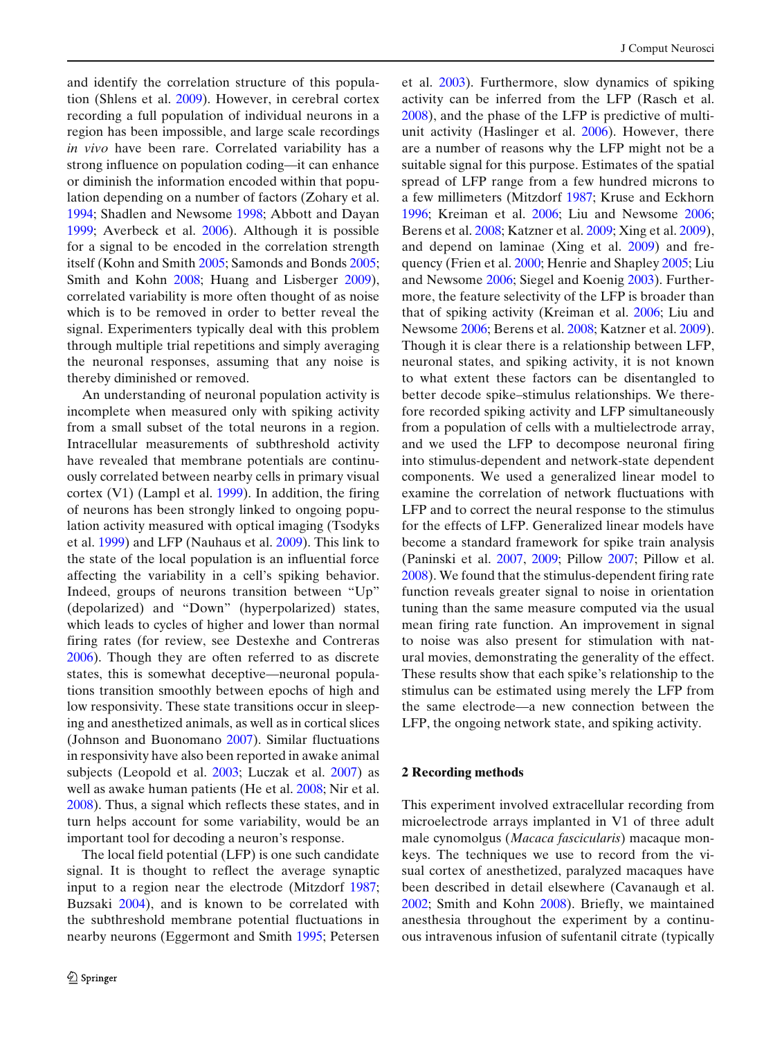and identify the correlation structure of this population (Shlens et al. 2009). However, in cerebral cortex recording a full population of individual neurons in a region has been impossible, and large scale recordings *in vivo* have been rare. Correlated variability has a strong influence on population coding—it can enhance or diminish the information encoded within that population depending on a number of factors (Zohary et al. 1994; Shadlen and Newsome 1998; Abbott and Dayan 1999; Averbeck et al. 2006). Although it is possible for a signal to be encoded in the correlation strength itself (Kohn and Smith 2005; Samonds and Bonds 2005; Smith and Kohn 2008; Huang and Lisberger 2009), correlated variability is more often thought of as noise which is to be removed in order to better reveal the signal. Experimenters typically deal with this problem through multiple trial repetitions and simply averaging the neuronal responses, assuming that any noise is thereby diminished or removed.

An understanding of neuronal population activity is incomplete when measured only with spiking activity from a small subset of the total neurons in a region. Intracellular measurements of subthreshold activity have revealed that membrane potentials are continuously correlated between nearby cells in primary visual cortex (V1) (Lampl et al. 1999). In addition, the firing of neurons has been strongly linked to ongoing population activity measured with optical imaging (Tsodyks et al. 1999) and LFP (Nauhaus et al. 2009). This link to the state of the local population is an influential force affecting the variability in a cell's spiking behavior. Indeed, groups of neurons transition between "Up" (depolarized) and "Down" (hyperpolarized) states, which leads to cycles of higher and lower than normal firing rates (for review, see Destexhe and Contreras 2006). Though they are often referred to as discrete states, this is somewhat deceptive—neuronal populations transition smoothly between epochs of high and low responsivity. These state transitions occur in sleeping and anesthetized animals, as well as in cortical slices (Johnson and Buonomano 2007). Similar fluctuations in responsivity have also been reported in awake animal subjects (Leopold et al. 2003; Luczak et al. 2007) as well as awake human patients (He et al. 2008; Nir et al. 2008). Thus, a signal which reflects these states, and in turn helps account for some variability, would be an important tool for decoding a neuron's response.

The local field potential (LFP) is one such candidate signal. It is thought to reflect the average synaptic input to a region near the electrode (Mitzdorf 1987; Buzsaki 2004), and is known to be correlated with the subthreshold membrane potential fluctuations in nearby neurons (Eggermont and Smith 1995; Petersen et al. 2003). Furthermore, slow dynamics of spiking activity can be inferred from the LFP (Rasch et al. 2008), and the phase of the LFP is predictive of multiunit activity (Haslinger et al. 2006). However, there are a number of reasons why the LFP might not be a suitable signal for this purpose. Estimates of the spatial spread of LFP range from a few hundred microns to a few millimeters (Mitzdorf 1987; Kruse and Eckhorn 1996; Kreiman et al. 2006; Liu and Newsome 2006; Berens et al. 2008; Katzner et al. 2009; Xing et al. 2009), and depend on laminae (Xing et al. 2009) and frequency (Frien et al. 2000; Henrie and Shapley 2005; Liu and Newsome 2006; Siegel and Koenig 2003). Furthermore, the feature selectivity of the LFP is broader than that of spiking activity (Kreiman et al. 2006; Liu and Newsome 2006; Berens et al. 2008; Katzner et al. 2009). Though it is clear there is a relationship between LFP, neuronal states, and spiking activity, it is not known to what extent these factors can be disentangled to better decode spike–stimulus relationships. We therefore recorded spiking activity and LFP simultaneously from a population of cells with a multielectrode array, and we used the LFP to decompose neuronal firing into stimulus-dependent and network-state dependent components. We used a generalized linear model to examine the correlation of network fluctuations with LFP and to correct the neural response to the stimulus for the effects of LFP. Generalized linear models have become a standard framework for spike train analysis (Paninski et al. 2007, 2009; Pillow 2007; Pillow et al. 2008). We found that the stimulus-dependent firing rate function reveals greater signal to noise in orientation tuning than the same measure computed via the usual mean firing rate function. An improvement in signal to noise was also present for stimulation with natural movies, demonstrating the generality of the effect. These results show that each spike's relationship to the stimulus can be estimated using merely the LFP from the same electrode—a new connection between the LFP, the ongoing network state, and spiking activity.

## 2 Recording methods

This experiment involved extracellular recording from microelectrode arrays implanted in V1 of three adult male cynomolgus (*Macaca fascicularis*) macaque monkeys. The techniques we use to record from the visual cortex of anesthetized, paralyzed macaques have been described in detail elsewhere (Cavanaugh et al. 2002; Smith and Kohn 2008). Briefly, we maintained anesthesia throughout the experiment by a continuous intravenous infusion of sufentanil citrate (typically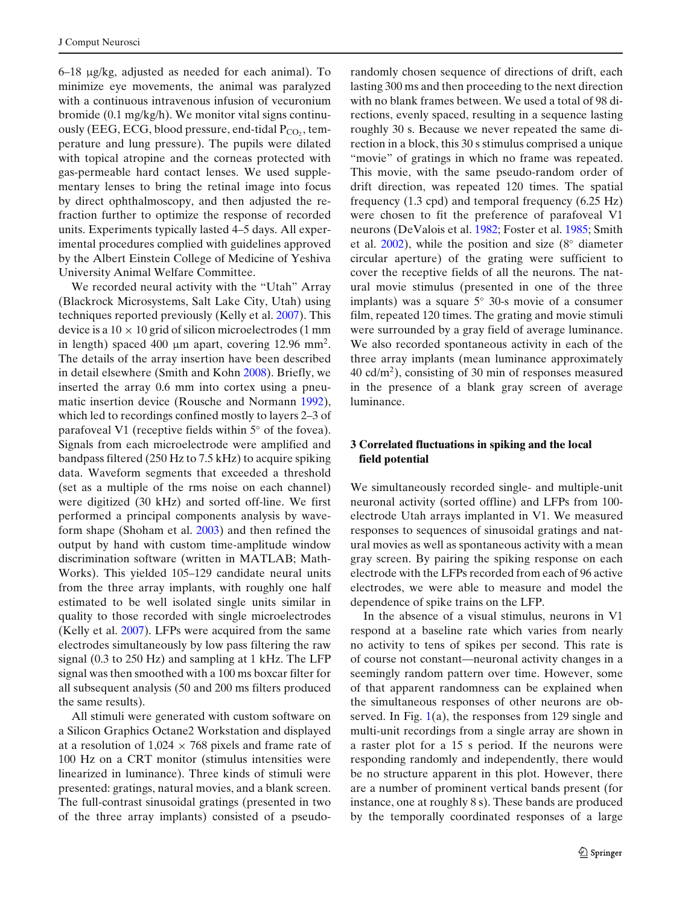6–18 μg/kg, adjusted as needed for each animal). To minimize eye movements, the animal was paralyzed with a continuous intravenous infusion of vecuronium bromide (0.1 mg/kg/h). We monitor vital signs continuously (EEG, ECG, blood pressure, end-tidal $P_{CO_2}$, temperature and lung pressure). The pupils were dilated with topical atropine and the corneas protected with gas-permeable hard contact lenses. We used supplementary lenses to bring the retinal image into focus by direct ophthalmoscopy, and then adjusted the refraction further to optimize the response of recorded units. Experiments typically lasted 4–5 days. All experimental procedures complied with guidelines approved by the Albert Einstein College of Medicine of Yeshiva University Animal Welfare Committee.

We recorded neural activity with the "Utah" Array (Blackrock Microsystems, Salt Lake City, Utah) using techniques reported previously (Kelly et al. 2007). This device is a 10 × 10 grid of silicon microelectrodes (1 mm in length) spaced 400 μm apart, covering 12.96 mm$^2$. The details of the array insertion have been described in detail elsewhere (Smith and Kohn 2008). Briefly, we inserted the array 0.6 mm into cortex using a pneumatic insertion device (Rousche and Normann 1992), which led to recordings confined mostly to layers 2–3 of parafoveal V1 (receptive fields within 5° of the fovea). Signals from each microelectrode were amplified and bandpass filtered (250 Hz to 7.5 kHz) to acquire spiking data. Waveform segments that exceeded a threshold (set as a multiple of the rms noise on each channel) were digitized (30 kHz) and sorted off-line. We first performed a principal components analysis by waveform shape (Shoham et al. 2003) and then refined the output by hand with custom time-amplitude window discrimination software (written in MATLAB; MathWorks). This yielded 105–129 candidate neural units from the three array implants, with roughly one half estimated to be well isolated single units similar in quality to those recorded with single microelectrodes (Kelly et al. 2007). LFPs were acquired from the same electrodes simultaneously by low pass filtering the raw signal (0.3 to 250 Hz) and sampling at 1 kHz. The LFP signal was then smoothed with a 100 ms boxcar filter for all subsequent analysis (50 and 200 ms filters produced the same results).

All stimuli were generated with custom software on a Silicon Graphics Octane2 Workstation and displayed at a resolution of 1,024 × 768 pixels and frame rate of 100 Hz on a CRT monitor (stimulus intensities were linearized in luminance). Three kinds of stimuli were presented: gratings, natural movies, and a blank screen. The full-contrast sinusoidal gratings (presented in two of the three array implants) consisted of a pseudo-randomly chosen sequence of directions of drift, each lasting 300 ms and then proceeding to the next direction with no blank frames between. We used a total of 98 directions, evenly spaced, resulting in a sequence lasting roughly 30 s. Because we never repeated the same direction in a block, this 30 s stimulus comprised a unique "movie" of gratings in which no frame was repeated. This movie, with the same pseudo-random order of drift direction, was repeated 120 times. The spatial frequency (1.3 cpd) and temporal frequency (6.25 Hz) were chosen to fit the preference of parafoveal V1 neurons (DeValois et al. 1982; Foster et al. 1985; Smith et al. 2002), while the position and size (8° diameter circular aperture) of the grating were sufficient to cover the receptive fields of all the neurons. The natural movie stimulus (presented in one of the three implants) was a square 5° 30-s movie of a consumer film, repeated 120 times. The grating and movie stimuli were surrounded by a gray field of average luminance. We also recorded spontaneous activity in each of the three array implants (mean luminance approximately 40 cd/m$^2$), consisting of 30 min of responses measured in the presence of a blank gray screen of average luminance.

## 3 Correlated fluctuations in spiking and the local field potential

We simultaneously recorded single- and multiple-unit neuronal activity (sorted offline) and LFPs from 100-electrode Utah arrays implanted in V1. We measured responses to sequences of sinusoidal gratings and natural movies as well as spontaneous activity with a mean gray screen. By pairing the spiking response on each electrode with the LFPs recorded from each of 96 active electrodes, we were able to measure and model the dependence of spike trains on the LFP.

In the absence of a visual stimulus, neurons in V1 respond at a baseline rate which varies from nearly no activity to tens of spikes per second. This rate is of course not constant—neuronal activity changes in a seemingly random pattern over time. However, some of that apparent randomness can be explained when the simultaneous responses of other neurons are observed. In Fig. 1(a), the responses from 129 single and multi-unit recordings from a single array are shown in a raster plot for a 15 s period. If the neurons were responding randomly and independently, there would be no structure apparent in this plot. However, there are a number of prominent vertical bands present (for instance, one at roughly 8 s). These bands are produced by the temporally coordinated responses of a large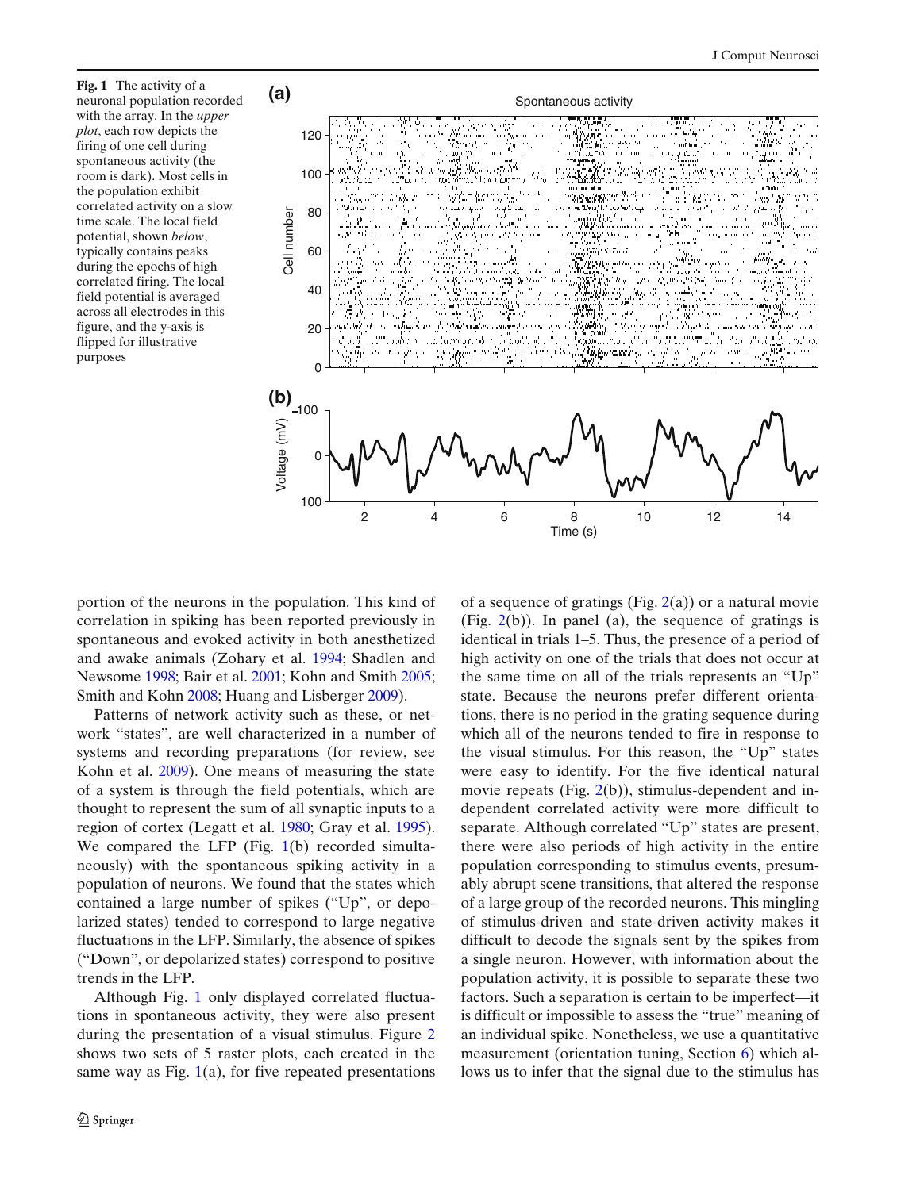**Fig. 1** The activity of a neuronal population recorded with the array. In the *upper plot*, each row depicts the firing of one cell during spontaneous activity (the room is dark). Most cells in the population exhibit correlated activity on a slow time scale. The local field potential, shown *below*, typically contains peaks during the epochs of high correlated firing. The local field potential is averaged across all electrodes in this figure, and the y-axis is flipped for illustrative purposes

portion of the neurons in the population. This kind of correlation in spiking has been reported previously in spontaneous and evoked activity in both anesthetized and awake animals (Zohary et al. 1994; Shadlen and Newsome 1998; Bair et al. 2001; Kohn and Smith 2005; Smith and Kohn 2008; Huang and Lisberger 2009).

Patterns of network activity such as these, or network "states", are well characterized in a number of systems and recording preparations (for review, see Kohn et al. 2009). One means of measuring the state of a system is through the field potentials, which are thought to represent the sum of all synaptic inputs to a region of cortex (Legatt et al. 1980; Gray et al. 1995). We compared the LFP (Fig. 1(b) recorded simultaneously) with the spontaneous spiking activity in a population of neurons. We found that the states which contained a large number of spikes ("Up", or depolarized states) tended to correspond to large negative fluctuations in the LFP. Similarly, the absence of spikes ("Down", or depolarized states) correspond to positive trends in the LFP.

Although Fig. 1 only displayed correlated fluctuations in spontaneous activity, they were also present during the presentation of a visual stimulus. Figure 2 shows two sets of 5 raster plots, each created in the same way as Fig. 1(a), for five repeated presentations of a sequence of gratings (Fig. 2(a)) or a natural movie (Fig. 2(b)). In panel (a), the sequence of gratings is identical in trials 1–5. Thus, the presence of a period of high activity on one of the trials that does not occur at the same time on all of the trials represents an "Up" state. Because the neurons prefer different orientations, there is no period in the grating sequence during which all of the neurons tended to fire in response to the visual stimulus. For this reason, the "Up" states were easy to identify. For the five identical natural movie repeats (Fig. 2(b)), stimulus-dependent and independent correlated activity were more difficult to separate. Although correlated "Up" states are present, there were also periods of high activity in the entire population corresponding to stimulus events, presumably abrupt scene transitions, that altered the response of a large group of the recorded neurons. This mingling of stimulus-driven and state-driven activity makes it difficult to decode the signals sent by the spikes from a single neuron. However, with information about the population activity, it is possible to separate these two factors. Such a separation is certain to be imperfect—it is difficult or impossible to assess the "true" meaning of an individual spike. Nonetheless, we use a quantitative measurement (orientation tuning, Section 6) which allows us to infer that the signal due to the stimulus has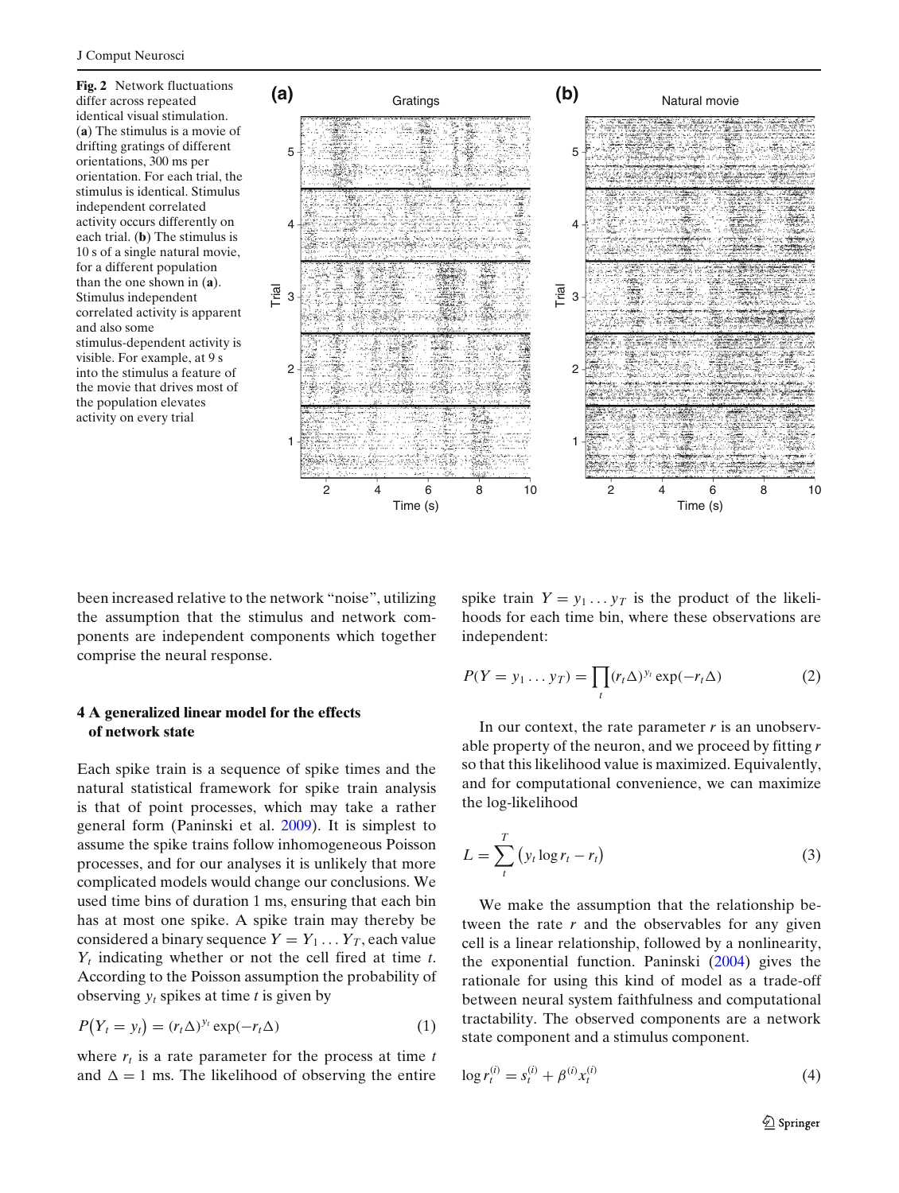**Fig. 2** Network fluctuations differ across repeated identical visual stimulation. (**a**) The stimulus is a movie of drifting gratings of different orientations, 300 ms per orientation. For each trial, the stimulus is identical. Stimulus independent correlated activity occurs differently on each trial. (**b**) The stimulus is 10 s of a single natural movie, for a different population than the one shown in (**a**). Stimulus independent correlated activity is apparent and also some stimulus-dependent activity is visible. For example, at 9 s into the stimulus a feature of the movie that drives most of the population elevates activity on every trial

been increased relative to the network "noise", utilizing the assumption that the stimulus and network components are independent components which together comprise the neural response.

## 4 A generalized linear model for the effects of network state

Each spike train is a sequence of spike times and the natural statistical framework for spike train analysis is that of point processes, which may take a rather general form (Paninski et al. 2009). It is simplest to assume the spike trains follow inhomogeneous Poisson processes, and for our analyses it is unlikely that more complicated models would change our conclusions. We used time bins of duration 1 ms, ensuring that each bin has at most one spike. A spike train may thereby be considered a binary sequence $Y = Y_1 \ldots Y_T$, each value $Y_t$ indicating whether or not the cell fired at time $t$. According to the Poisson assumption the probability of observing $y_t$ spikes at time $t$ is given by

$$P\left(Y_t = y_t\right) = (r_t \Delta)^{y_t} \exp(-r_t \Delta) \tag{1}$$

where $r_t$ is a rate parameter for the process at time $t$ and $\Delta = 1$ ms. The likelihood of observing the entire spike train $Y = y_1 \ldots y_T$ is the product of the likelihoods for each time bin, where these observations are independent:

$$P(Y = y_1 \ldots y_T) = \prod_t (r_t \Delta)^{y_t} \exp(-r_t \Delta) \tag{2}$$

In our context, the rate parameter $r$ is an unobservable property of the neuron, and we proceed by fitting $r$ so that this likelihood value is maximized. Equivalently, and for computational convenience, we can maximize the log-likelihood

$$L = \sum_t^T \left(y_t \log r_t - r_t\right) \tag{3}$$

We make the assumption that the relationship between the rate $r$ and the observables for any given cell is a linear relationship, followed by a nonlinearity, the exponential function. Paninski (2004) gives the rationale for using this kind of model as a trade-off between neural system faithfulness and computational tractability. The observed components are a network state component and a stimulus component.

$$\log r_t^{(i)} = s_t^{(i)} + \beta^{(i)} x_t^{(i)} \tag{4}$$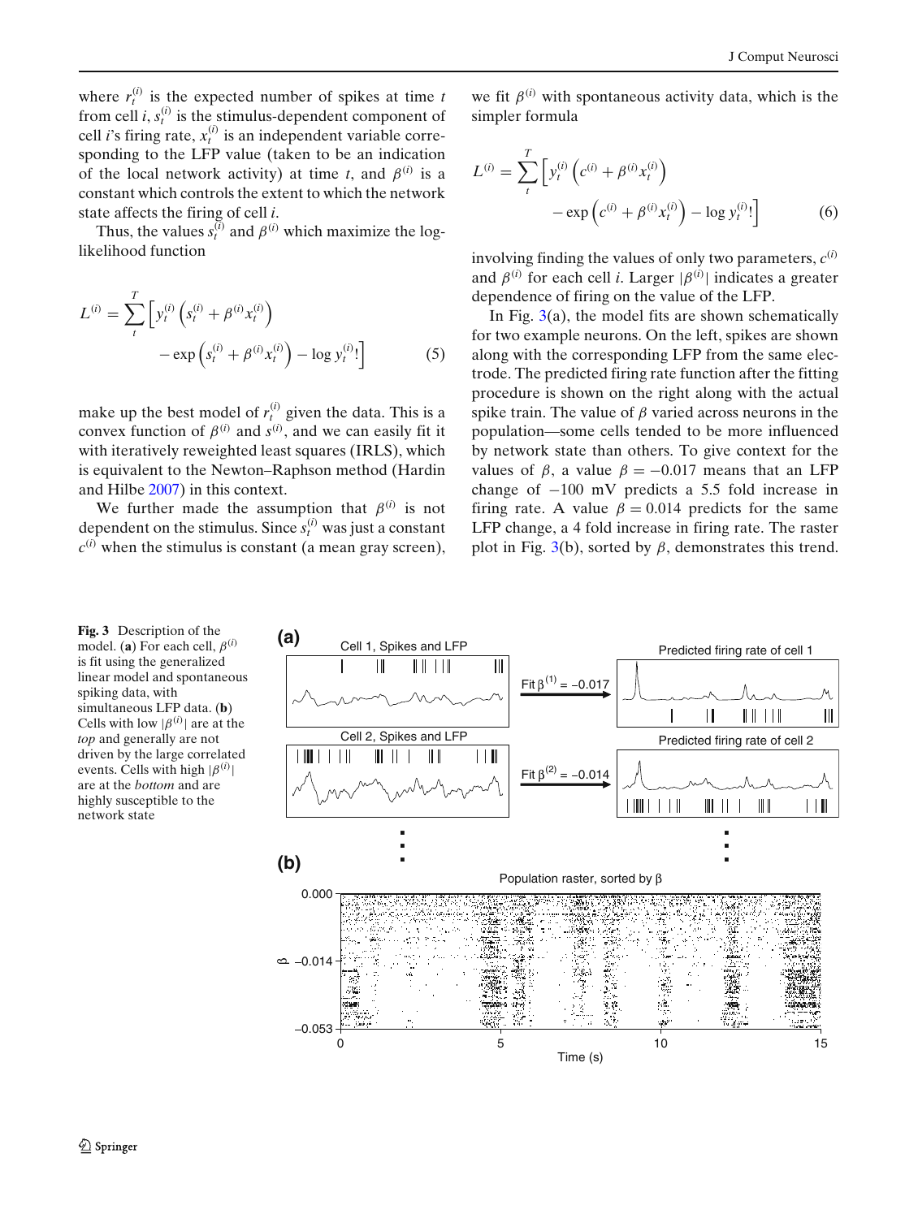where $r_t^{(i)}$ is the expected number of spikes at time $t$ from cell $i$, $s_t^{(i)}$ is the stimulus-dependent component of cell $i$'s firing rate, $x_t^{(i)}$ is an independent variable corresponding to the LFP value (taken to be an indication of the local network activity) at time $t$, and $\beta^{(i)}$ is a constant which controls the extent to which the network state affects the firing of cell $i$.

Thus, the values $s_t^{(i)}$ and $\beta^{(i)}$ which maximize the log-likelihood function

$$L^{(i)} = \sum_t^T \left[ y_t^{(i)} \left( s_t^{(i)} + \beta^{(i)} x_t^{(i)} \right) - \exp\left( s_t^{(i)} + \beta^{(i)} x_t^{(i)} \right) - \log y_t^{(i)}! \right] \tag{5}$$

make up the best model of $r_t^{(i)}$ given the data. This is a convex function of $\beta^{(i)}$ and $s^{(i)}$, and we can easily fit it with iteratively reweighted least squares (IRLS), which is equivalent to the Newton–Raphson method (Hardin and Hilbe 2007) in this context.

We further made the assumption that $\beta^{(i)}$ is not dependent on the stimulus. Since $s_t^{(i)}$ was just a constant $c^{(i)}$ when the stimulus is constant (a mean gray screen), we fit $\beta^{(i)}$ with spontaneous activity data, which is the simpler formula

$$L^{(i)} = \sum_t^T \left[ y_t^{(i)} \left( c^{(i)} + \beta^{(i)} x_t^{(i)} \right) - \exp\left( c^{(i)} + \beta^{(i)} x_t^{(i)} \right) - \log y_t^{(i)}! \right] \tag{6}$$

involving finding the values of only two parameters, $c^{(i)}$ and $\beta^{(i)}$ for each cell $i$. Larger $|\beta^{(i)}|$ indicates a greater dependence of firing on the value of the LFP.

In Fig. 3(a), the model fits are shown schematically for two example neurons. On the left, spikes are shown along with the corresponding LFP from the same electrode. The predicted firing rate function after the fitting procedure is shown on the right along with the actual spike train. The value of $\beta$ varied across neurons in the population—some cells tended to be more influenced by network state than others. To give context for the values of $\beta$, a value $\beta = -0.017$ means that an LFP change of $-100$ mV predicts a 5.5 fold increase in firing rate. A value $\beta = 0.014$ predicts for the same LFP change, a 4 fold increase in firing rate. The raster plot in Fig. 3(b), sorted by $\beta$, demonstrates this trend.

**Fig. 3** Description of the model. (**a**) For each cell, $\beta^{(i)}$ is fit using the generalized linear model and spontaneous spiking data, with simultaneous LFP data. (**b**) Cells with low $|\beta^{(i)}|$ are at the *top* and generally are not driven by the large correlated events. Cells with high $|\beta^{(i)}|$ are at the *bottom* and are highly susceptible to the network state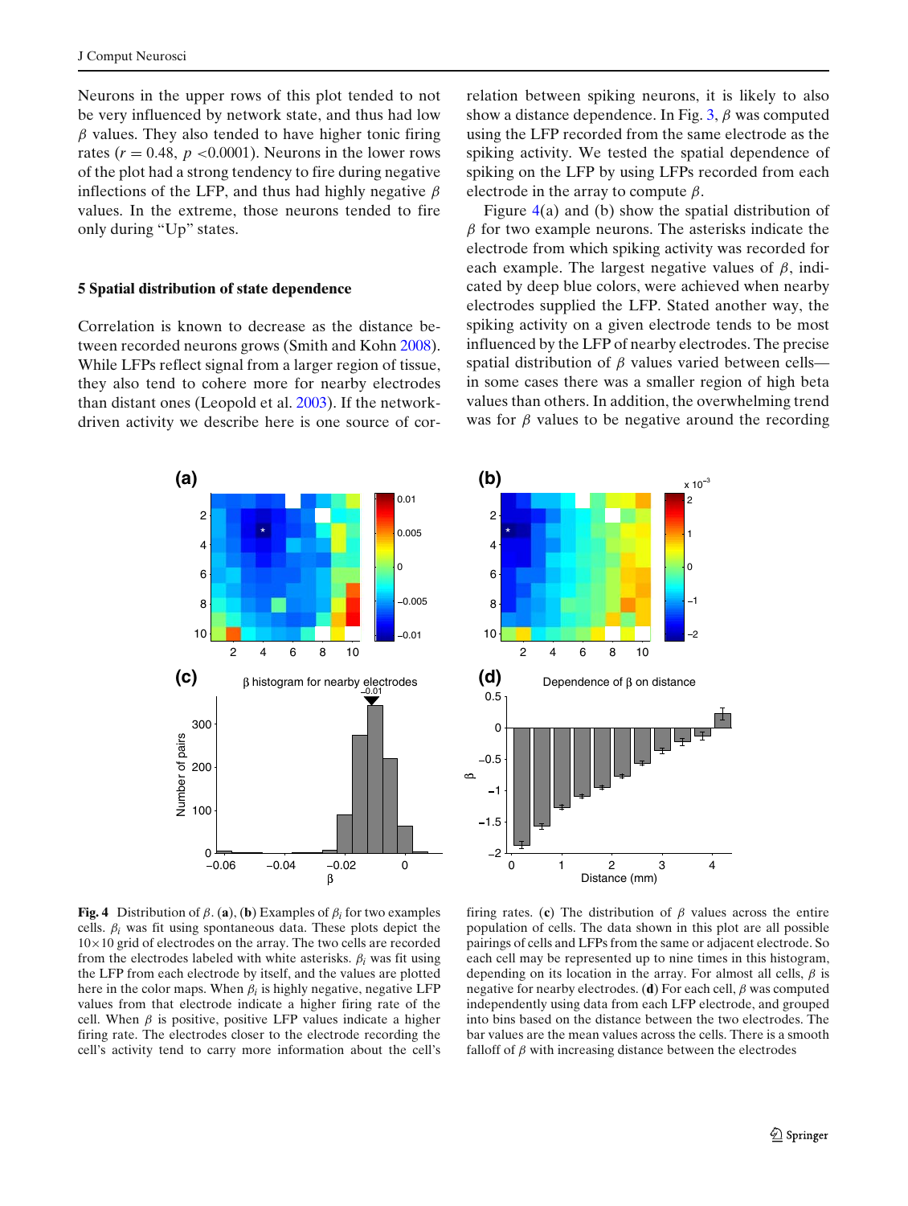Neurons in the upper rows of this plot tended to not be very influenced by network state, and thus had low $\beta$ values. They also tended to have higher tonic firing rates ($r = 0.48$, $p < 0.0001$). Neurons in the lower rows of the plot had a strong tendency to fire during negative inflections of the LFP, and thus had highly negative $\beta$ values. In the extreme, those neurons tended to fire only during "Up" states.

## 5 Spatial distribution of state dependence

Correlation is known to decrease as the distance between recorded neurons grows (Smith and Kohn 2008). While LFPs reflect signal from a larger region of tissue, they also tend to cohere more for nearby electrodes than distant ones (Leopold et al. 2003). If the network-driven activity we describe here is one source of correlation between spiking neurons, it is likely to also show a distance dependence. In Fig. 3, $\beta$ was computed using the LFP recorded from the same electrode as the spiking activity. We tested the spatial dependence of spiking on the LFP by using LFPs recorded from each electrode in the array to compute $\beta$.

Figure 4(a) and (b) show the spatial distribution of $\beta$ for two example neurons. The asterisks indicate the electrode from which spiking activity was recorded for each example. The largest negative values of $\beta$, indicated by deep blue colors, were achieved when nearby electrodes supplied the LFP. Stated another way, the spiking activity on a given electrode tends to be most influenced by the LFP of nearby electrodes. The precise spatial distribution of $\beta$ values varied between cells—in some cases there was a smaller region of high beta values than others. In addition, the overwhelming trend was for $\beta$ values to be negative around the recording

**Fig. 4** Distribution of $\beta$. (**a**), (**b**) Examples of $\beta_i$ for two examples cells. $\beta_i$ was fit using spontaneous data. These plots depict the $10 \times 10$ grid of electrodes on the array. The two cells are recorded from the electrodes labeled with white asterisks. $\beta_i$ was fit using the LFP from each electrode by itself, and the values are plotted here in the color maps. When $\beta_i$ is highly negative, negative LFP values from that electrode indicate a higher firing rate of the cell. When $\beta$ is positive, positive LFP values indicate a higher firing rate. The electrodes closer to the electrode recording the cell's activity tend to carry more information about the cell's firing rates. (**c**) The distribution of $\beta$ values across the entire population of cells. The data shown in this plot are all possible pairings of cells and LFPs from the same or adjacent electrode. So each cell may be represented up to nine times in this histogram, depending on its location in the array. For almost all cells, $\beta$ is negative for nearby electrodes. (**d**) For each cell, $\beta$ was computed independently using data from each LFP electrode, and grouped into bins based on the distance between the two electrodes. The bar values are the mean values across the cells. There is a smooth falloff of $\beta$ with increasing distance between the electrodes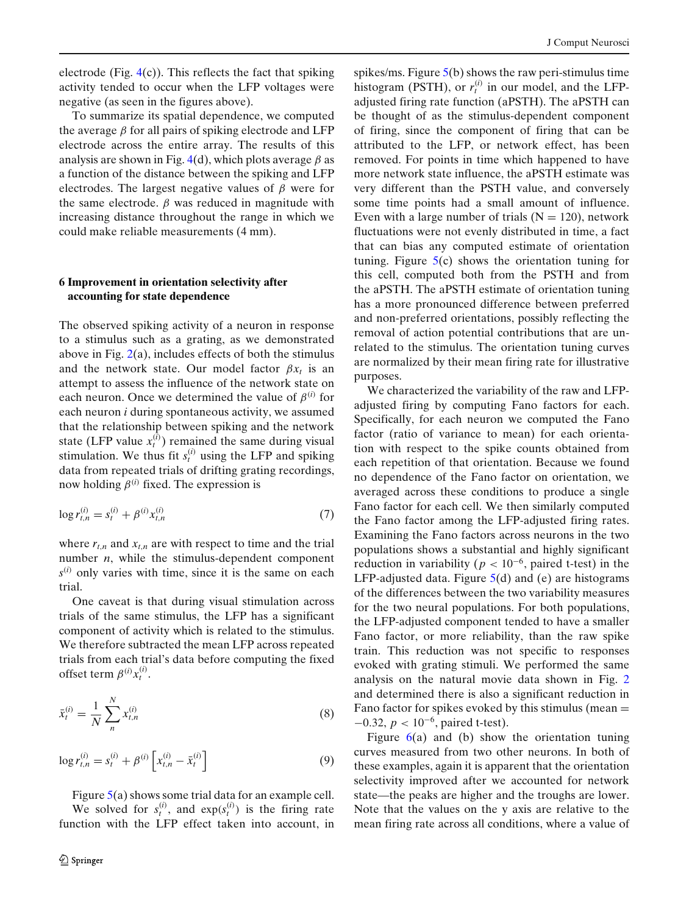electrode (Fig. 4(c)). This reflects the fact that spiking activity tended to occur when the LFP voltages were negative (as seen in the figures above).

To summarize its spatial dependence, we computed the average $\beta$ for all pairs of spiking electrode and LFP electrode across the entire array. The results of this analysis are shown in Fig. 4(d), which plots average $\beta$ as a function of the distance between the spiking and LFP electrodes. The largest negative values of $\beta$ were for the same electrode. $\beta$ was reduced in magnitude with increasing distance throughout the range in which we could make reliable measurements (4 mm).

## 6 Improvement in orientation selectivity after accounting for state dependence

The observed spiking activity of a neuron in response to a stimulus such as a grating, as we demonstrated above in Fig. 2(a), includes effects of both the stimulus and the network state. Our model factor $\beta x_t$ is an attempt to assess the influence of the network state on each neuron. Once we determined the value of $\beta^{(i)}$ for each neuron $i$ during spontaneous activity, we assumed that the relationship between spiking and the network state (LFP value $x_t^{(i)}$) remained the same during visual stimulation. We thus fit $s_t^{(i)}$ using the LFP and spiking data from repeated trials of drifting grating recordings, now holding $\beta^{(i)}$ fixed. The expression is

$$\log r_{t,n}^{(i)} = s_t^{(i)} + \beta^{(i)} x_{t,n}^{(i)} \tag{7}$$

where $r_{t,n}$ and $x_{t,n}$ are with respect to time and the trial number $n$, while the stimulus-dependent component $s^{(i)}$ only varies with time, since it is the same on each trial.

One caveat is that during visual stimulation across trials of the same stimulus, the LFP has a significant component of activity which is related to the stimulus. We therefore subtracted the mean LFP across repeated trials from each trial's data before computing the fixed offset term $\beta^{(i)} x_t^{(i)}$.

$$\bar{x}_t^{(i)} = \frac{1}{N} \sum_{n}^{N} x_{t,n}^{(i)} \tag{8}$$

$$\log r_{t,n}^{(i)} = s_t^{(i)} + \beta^{(i)} \left[ x_{t,n}^{(i)} - \bar{x}_t^{(i)} \right] \tag{9}$$

Figure 5(a) shows some trial data for an example cell. We solved for $s_t^{(i)}$, and $\exp(s_t^{(i)})$ is the firing rate function with the LFP effect taken into account, in spikes/ms. Figure 5(b) shows the raw peri-stimulus time histogram (PSTH), or $r_t^{(i)}$ in our model, and the LFP-adjusted firing rate function (aPSTH). The aPSTH can be thought of as the stimulus-dependent component of firing, since the component of firing that can be attributed to the LFP, or network effect, has been removed. For points in time which happened to have more network state influence, the aPSTH estimate was very different than the PSTH value, and conversely some time points had a small amount of influence. Even with a large number of trials (N = 120), network fluctuations were not evenly distributed in time, a fact that can bias any computed estimate of orientation tuning. Figure 5(c) shows the orientation tuning for this cell, computed both from the PSTH and from the aPSTH. The aPSTH estimate of orientation tuning has a more pronounced difference between preferred and non-preferred orientations, possibly reflecting the removal of action potential contributions that are unrelated to the stimulus. The orientation tuning curves are normalized by their mean firing rate for illustrative purposes.

We characterized the variability of the raw and LFP-adjusted firing by computing Fano factors for each. Specifically, for each neuron we computed the Fano factor (ratio of variance to mean) for each orientation with respect to the spike counts obtained from each repetition of that orientation. Because we found no dependence of the Fano factor on orientation, we averaged across these conditions to produce a single Fano factor for each cell. We then similarly computed the Fano factor among the LFP-adjusted firing rates. Examining the Fano factors across neurons in the two populations shows a substantial and highly significant reduction in variability ($p < 10^{-6}$, paired t-test) in the LFP-adjusted data. Figure 5(d) and (e) are histograms of the differences between the two variability measures for the two neural populations. For both populations, the LFP-adjusted component tended to have a smaller Fano factor, or more reliability, than the raw spike train. This reduction was not specific to responses evoked with grating stimuli. We performed the same analysis on the natural movie data shown in Fig. 2 and determined there is also a significant reduction in Fano factor for spikes evoked by this stimulus (mean = $-0.32$, $p < 10^{-6}$, paired t-test).

Figure 6(a) and (b) show the orientation tuning curves measured from two other neurons. In both of these examples, again it is apparent that the orientation selectivity improved after we accounted for network state—the peaks are higher and the troughs are lower. Note that the values on the y axis are relative to the mean firing rate across all conditions, where a value of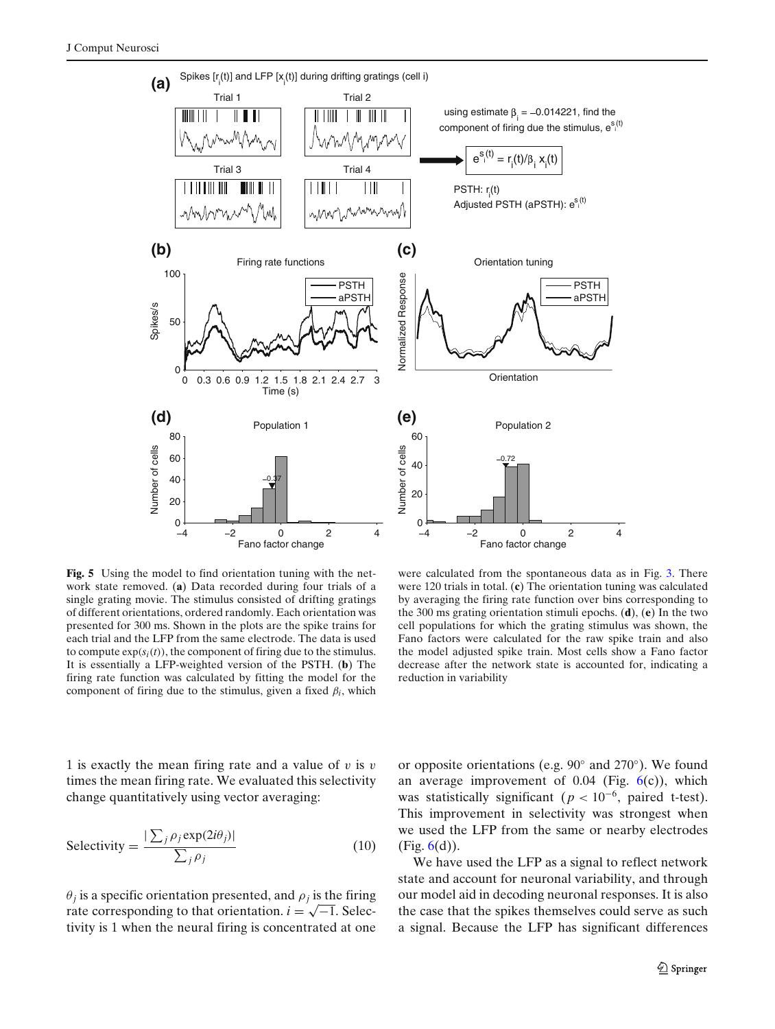**Fig. 5** Using the model to find orientation tuning with the network state removed. (**a**) Data recorded during four trials of a single grating movie. The stimulus consisted of drifting gratings of different orientations, ordered randomly. Each orientation was presented for 300 ms. Shown in the plots are the spike trains for each trial and the LFP from the same electrode. The data is used to compute $\exp(s_i(t))$, the component of firing due to the stimulus. It is essentially a LFP-weighted version of the PSTH. (**b**) The firing rate function was calculated by fitting the model for the component of firing due to the stimulus, given a fixed $\beta_i$, which were calculated from the spontaneous data as in Fig. 3. There were 120 trials in total. (**c**) The orientation tuning was calculated by averaging the firing rate function over bins corresponding to the 300 ms grating orientation stimuli epochs. (**d**), (**e**) In the two cell populations for which the grating stimulus was shown, the Fano factors were calculated for the raw spike train and also the model adjusted spike train. Most cells show a Fano factor decrease after the network state is accounted for, indicating a reduction in variability

1 is exactly the mean firing rate and a value of $v$ is $v$ times the mean firing rate. We evaluated this selectivity change quantitatively using vector averaging:

$$\text{Selectivity} = \frac{|\sum_j \rho_j \exp(2i\theta_j)|}{\sum_j \rho_j} \tag{10}$$

$\theta_j$ is a specific orientation presented, and $\rho_j$ is the firing rate corresponding to that orientation. $i = \sqrt{-1}$. Selectivity is 1 when the neural firing is concentrated at one or opposite orientations (e.g. 90° and 270°). We found an average improvement of 0.04 (Fig. 6(c)), which was statistically significant ($p < 10^{-6}$, paired t-test). This improvement in selectivity was strongest when we used the LFP from the same or nearby electrodes (Fig. 6(d)).

We have used the LFP as a signal to reflect network state and account for neuronal variability, and through our model aid in decoding neuronal responses. It is also the case that the spikes themselves could serve as such a signal. Because the LFP has significant differences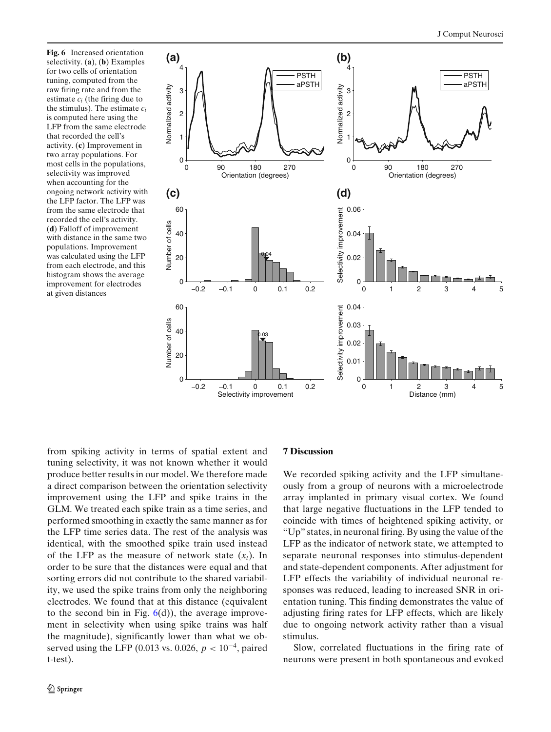**Fig. 6** Increased orientation selectivity. (**a**), (**b**) Examples for two cells of orientation tuning, computed from the raw firing rate and from the estimate $c_i$ (the firing due to the stimulus). The estimate $c_i$ is computed here using the LFP from the same electrode that recorded the cell's activity. (**c**) Improvement in two array populations. For most cells in the populations, selectivity was improved when accounting for the ongoing network activity with the LFP factor. The LFP was from the same electrode that recorded the cell's activity. (**d**) Falloff of improvement with distance in the same two populations. Improvement was calculated using the LFP from each electrode, and this histogram shows the average improvement for electrodes at given distances

from spiking activity in terms of spatial extent and tuning selectivity, it was not known whether it would produce better results in our model. We therefore made a direct comparison between the orientation selectivity improvement using the LFP and spike trains in the GLM. We treated each spike train as a time series, and performed smoothing in exactly the same manner as for the LFP time series data. The rest of the analysis was identical, with the smoothed spike train used instead of the LFP as the measure of network state ($x_t$). In order to be sure that the distances were equal and that sorting errors did not contribute to the shared variability, we used the spike trains from only the neighboring electrodes. We found that at this distance (equivalent to the second bin in Fig. 6(d)), the average improvement in selectivity when using spike trains was half the magnitude), significantly lower than what we observed using the LFP (0.013 vs. 0.026, $p < 10^{-4}$, paired t-test).

## 7 Discussion

We recorded spiking activity and the LFP simultaneously from a group of neurons with a microelectrode array implanted in primary visual cortex. We found that large negative fluctuations in the LFP tended to coincide with times of heightened spiking activity, or "Up" states, in neuronal firing. By using the value of the LFP as the indicator of network state, we attempted to separate neuronal responses into stimulus-dependent and state-dependent components. After adjustment for LFP effects the variability of individual neuronal responses was reduced, leading to increased SNR in orientation tuning. This finding demonstrates the value of adjusting firing rates for LFP effects, which are likely due to ongoing network activity rather than a visual stimulus.

Slow, correlated fluctuations in the firing rate of neurons were present in both spontaneous and evoked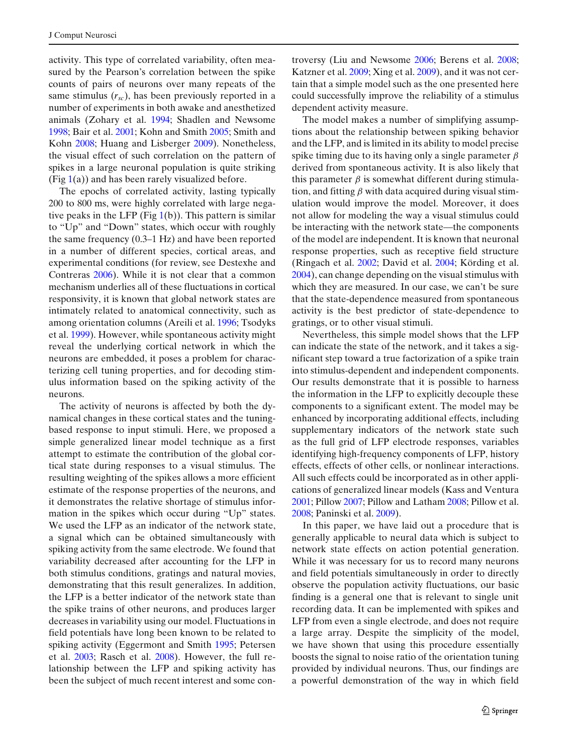activity. This type of correlated variability, often measured by the Pearson's correlation between the spike counts of pairs of neurons over many repeats of the same stimulus ($r_{sc}$), has been previously reported in a number of experiments in both awake and anesthetized animals (Zohary et al. 1994; Shadlen and Newsome 1998; Bair et al. 2001; Kohn and Smith 2005; Smith and Kohn 2008; Huang and Lisberger 2009). Nonetheless, the visual effect of such correlation on the pattern of spikes in a large neuronal population is quite striking (Fig 1(a)) and has been rarely visualized before.

The epochs of correlated activity, lasting typically 200 to 800 ms, were highly correlated with large negative peaks in the LFP (Fig 1(b)). This pattern is similar to "Up" and "Down" states, which occur with roughly the same frequency (0.3–1 Hz) and have been reported in a number of different species, cortical areas, and experimental conditions (for review, see Destexhe and Contreras 2006). While it is not clear that a common mechanism underlies all of these fluctuations in cortical responsivity, it is known that global network states are intimately related to anatomical connectivity, such as among orientation columns (Areili et al. 1996; Tsodyks et al. 1999). However, while spontaneous activity might reveal the underlying cortical network in which the neurons are embedded, it poses a problem for characterizing cell tuning properties, and for decoding stimulus information based on the spiking activity of the neurons.

The activity of neurons is affected by both the dynamical changes in these cortical states and the tuning-based response to input stimuli. Here, we proposed a simple generalized linear model technique as a first attempt to estimate the contribution of the global cortical state during responses to a visual stimulus. The resulting weighting of the spikes allows a more efficient estimate of the response properties of the neurons, and it demonstrates the relative shortage of stimulus information in the spikes which occur during "Up" states. We used the LFP as an indicator of the network state, a signal which can be obtained simultaneously with spiking activity from the same electrode. We found that variability decreased after accounting for the LFP in both stimulus conditions, gratings and natural movies, demonstrating that this result generalizes. In addition, the LFP is a better indicator of the network state than the spike trains of other neurons, and produces larger decreases in variability using our model. Fluctuations in field potentials have long been known to be related to spiking activity (Eggermont and Smith 1995; Petersen et al. 2003; Rasch et al. 2008). However, the full relationship between the LFP and spiking activity has been the subject of much recent interest and some controversy (Liu and Newsome 2006; Berens et al. 2008; Katzner et al. 2009; Xing et al. 2009), and it was not certain that a simple model such as the one presented here could successfully improve the reliability of a stimulus dependent activity measure.

The model makes a number of simplifying assumptions about the relationship between spiking behavior and the LFP, and is limited in its ability to model precise spike timing due to its having only a single parameter $\beta$ derived from spontaneous activity. It is also likely that this parameter $\beta$ is somewhat different during stimulation, and fitting $\beta$ with data acquired during visual stimulation would improve the model. Moreover, it does not allow for modeling the way a visual stimulus could be interacting with the network state—the components of the model are independent. It is known that neuronal response properties, such as receptive field structure (Ringach et al. 2002; David et al. 2004; Körding et al. 2004), can change depending on the visual stimulus with which they are measured. In our case, we can't be sure that the state-dependence measured from spontaneous activity is the best predictor of state-dependence to gratings, or to other visual stimuli.

Nevertheless, this simple model shows that the LFP can indicate the state of the network, and it takes a significant step toward a true factorization of a spike train into stimulus-dependent and independent components. Our results demonstrate that it is possible to harness the information in the LFP to explicitly decouple these components to a significant extent. The model may be enhanced by incorporating additional effects, including supplementary indicators of the network state such as the full grid of LFP electrode responses, variables identifying high-frequency components of LFP, history effects, effects of other cells, or nonlinear interactions. All such effects could be incorporated as in other applications of generalized linear models (Kass and Ventura 2001; Pillow 2007; Pillow and Latham 2008; Pillow et al. 2008; Paninski et al. 2009).

In this paper, we have laid out a procedure that is generally applicable to neural data which is subject to network state effects on action potential generation. While it was necessary for us to record many neurons and field potentials simultaneously in order to directly observe the population activity fluctuations, our basic finding is a general one that is relevant to single unit recording data. It can be implemented with spikes and LFP from even a single electrode, and does not require a large array. Despite the simplicity of the model, we have shown that using this procedure essentially boosts the signal to noise ratio of the orientation tuning provided by individual neurons. Thus, our findings are a powerful demonstration of the way in which field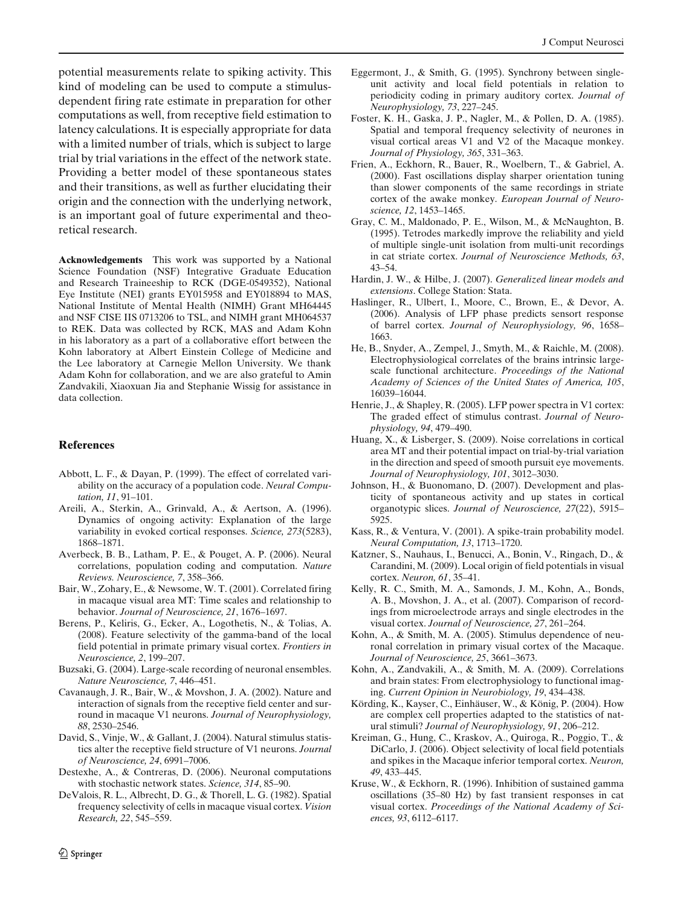potential measurements relate to spiking activity. This kind of modeling can be used to compute a stimulus-dependent firing rate estimate in preparation for other computations as well, from receptive field estimation to latency calculations. It is especially appropriate for data with a limited number of trials, which is subject to large trial by trial variations in the effect of the network state. Providing a better model of these spontaneous states and their transitions, as well as further elucidating their origin and the connection with the underlying network, is an important goal of future experimental and theoretical research.

**Acknowledgements** This work was supported by a National Science Foundation (NSF) Integrative Graduate Education and Research Traineeship to RCK (DGE-0549352), National Eye Institute (NEI) grants EY015958 and EY018894 to MAS, National Institute of Mental Health (NIMH) Grant MH64445 and NSF CISE IIS 0713206 to TSL, and NIMH grant MH064537 to REK. Data was collected by RCK, MAS and Adam Kohn in his laboratory as a part of a collaborative effort between the Kohn laboratory at Albert Einstein College of Medicine and the Lee laboratory at Carnegie Mellon University. We thank Adam Kohn for collaboration, and we are also grateful to Amin Zandvakili, Xiaoxuan Jia and Stephanie Wissig for assistance in data collection.

## References

Abbott, L. F., & Dayan, P. (1999). The effect of correlated variability on the accuracy of a population code. *Neural Computation, 11*, 91–101.

Areili, A., Sterkin, A., Grinvald, A., & Aertson, A. (1996). Dynamics of ongoing activity: Explanation of the large variability in evoked cortical responses. *Science, 273*(5283), 1868–1871.

Averbeck, B. B., Latham, P. E., & Pouget, A. P. (2006). Neural correlations, population coding and computation. *Nature Reviews. Neuroscience, 7*, 358–366.

Bair, W., Zohary, E., & Newsome, W. T. (2001). Correlated firing in macaque visual area MT: Time scales and relationship to behavior. *Journal of Neuroscience, 21*, 1676–1697.

Berens, P., Keliris, G., Ecker, A., Logothetis, N., & Tolias, A. (2008). Feature selectivity of the gamma-band of the local field potential in primate primary visual cortex. *Frontiers in Neuroscience, 2*, 199–207.

Buzsaki, G. (2004). Large-scale recording of neuronal ensembles. *Nature Neuroscience, 7*, 446–451.

Cavanaugh, J. R., Bair, W., & Movshon, J. A. (2002). Nature and interaction of signals from the receptive field center and surround in macaque V1 neurons. *Journal of Neurophysiology, 88*, 2530–2546.

David, S., Vinje, W., & Gallant, J. (2004). Natural stimulus statistics alter the receptive field structure of V1 neurons. *Journal of Neuroscience, 24*, 6991–7006.

Destexhe, A., & Contreras, D. (2006). Neuronal computations with stochastic network states. *Science, 314*, 85–90.

DeValois, R. L., Albrecht, D. G., & Thorell, L. G. (1982). Spatial frequency selectivity of cells in macaque visual cortex. *Vision Research, 22*, 545–559.

Eggermont, J., & Smith, G. (1995). Synchrony between single-unit activity and local field potentials in relation to periodicity coding in primary auditory cortex. *Journal of Neurophysiology, 73*, 227–245.

Foster, K. H., Gaska, J. P., Nagler, M., & Pollen, D. A. (1985). Spatial and temporal frequency selectivity of neurones in visual cortical areas V1 and V2 of the Macaque monkey. *Journal of Physiology, 365*, 331–363.

Frien, A., Eckhorn, R., Bauer, R., Woelbern, T., & Gabriel, A. (2000). Fast oscillations display sharper orientation tuning than slower components of the same recordings in striate cortex of the awake monkey. *European Journal of Neuroscience, 12*, 1453–1465.

Gray, C. M., Maldonado, P. E., Wilson, M., & McNaughton, B. (1995). Tetrodes markedly improve the reliability and yield of multiple single-unit isolation from multi-unit recordings in cat striate cortex. *Journal of Neuroscience Methods, 63*, 43–54.

Hardin, J. W., & Hilbe, J. (2007). *Generalized linear models and extensions*. College Station: Stata.

Haslinger, R., Ulbert, I., Moore, C., Brown, E., & Devor, A. (2006). Analysis of LFP phase predicts sensort response of barrel cortex. *Journal of Neurophysiology, 96*, 1658–1663.

He, B., Snyder, A., Zempel, J., Smyth, M., & Raichle, M. (2008). Electrophysiological correlates of the brains intrinsic large-scale functional architecture. *Proceedings of the National Academy of Sciences of the United States of America, 105*, 16039–16044.

Henrie, J., & Shapley, R. (2005). LFP power spectra in V1 cortex: The graded effect of stimulus contrast. *Journal of Neurophysiology, 94*, 479–490.

Huang, X., & Lisberger, S. (2009). Noise correlations in cortical area MT and their potential impact on trial-by-trial variation in the direction and speed of smooth pursuit eye movements. *Journal of Neurophysiology, 101*, 3012–3030.

Johnson, H., & Buonomano, D. (2007). Development and plasticity of spontaneous activity and up states in cortical organotypic slices. *Journal of Neuroscience, 27*(22), 5915–5925.

Kass, R., & Ventura, V. (2001). A spike-train probability model. *Neural Computation, 13*, 1713–1720.

Katzner, S., Nauhaus, I., Benucci, A., Bonin, V., Ringach, D., & Carandini, M. (2009). Local origin of field potentials in visual cortex. *Neuron, 61*, 35–41.

Kelly, R. C., Smith, M. A., Samonds, J. M., Kohn, A., Bonds, A. B., Movshon, J. A., et al. (2007). Comparison of recordings from microelectrode arrays and single electrodes in the visual cortex. *Journal of Neuroscience, 27*, 261–264.

Kohn, A., & Smith, M. A. (2005). Stimulus dependence of neuronal correlation in primary visual cortex of the Macaque. *Journal of Neuroscience, 25*, 3661–3673.

Kohn, A., Zandvakili, A., & Smith, M. A. (2009). Correlations and brain states: From electrophysiology to functional imaging. *Current Opinion in Neurobiology, 19*, 434–438.

Körding, K., Kayser, C., Einhäuser, W., & König, P. (2004). How are complex cell properties adapted to the statistics of natural stimuli? *Journal of Neurophysiology, 91*, 206–212.

Kreiman, G., Hung, C., Kraskov, A., Quiroga, R., Poggio, T., & DiCarlo, J. (2006). Object selectivity of local field potentials and spikes in the Macaque inferior temporal cortex. *Neuron, 49*, 433–445.

Kruse, W., & Eckhorn, R. (1996). Inhibition of sustained gamma oscillations (35–80 Hz) by fast transient responses in cat visual cortex. *Proceedings of the National Academy of Sciences, 93*, 6112–6117.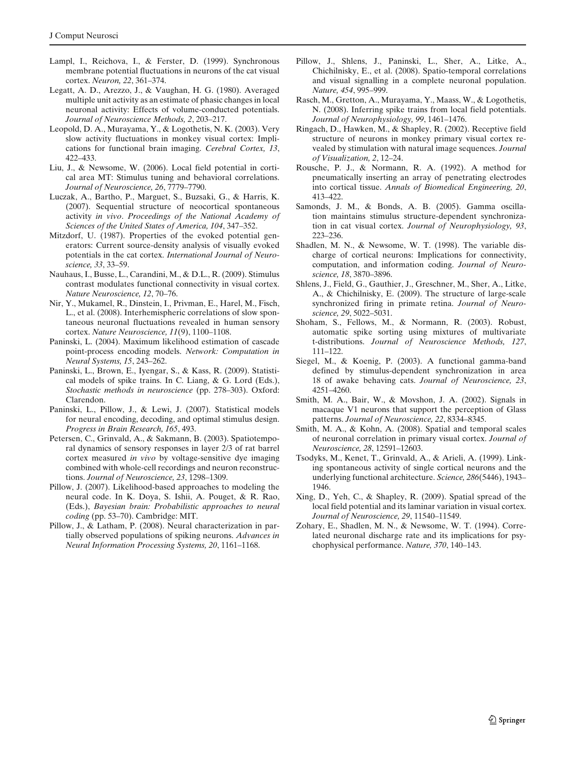Lampl, I., Reichova, I., & Ferster, D. (1999). Synchronous membrane potential fluctuations in neurons of the cat visual cortex. *Neuron, 22*, 361–374.

Legatt, A. D., Arezzo, J., & Vaughan, H. G. (1980). Averaged multiple unit activity as an estimate of phasic changes in local neuronal activity: Effects of volume-conducted potentials. *Journal of Neuroscience Methods, 2*, 203–217.

Leopold, D. A., Murayama, Y., & Logothetis, N. K. (2003). Very slow activity fluctuations in monkey visual cortex: Implications for functional brain imaging. *Cerebral Cortex, 13*, 422–433.

Liu, J., & Newsome, W. (2006). Local field potential in cortical area MT: Stimulus tuning and behavioral correlations. *Journal of Neuroscience, 26*, 7779–7790.

Luczak, A., Bartho, P., Marguet, S., Buzsaki, G., & Harris, K. (2007). Sequential structure of neocortical spontaneous activity *in vivo*. *Proceedings of the National Academy of Sciences of the United States of America, 104*, 347–352.

Mitzdorf, U. (1987). Properties of the evoked potential generators: Current source-density analysis of visually evoked potentials in the cat cortex. *International Journal of Neuroscience, 33*, 33–59.

Nauhaus, I., Busse, L., Carandini, M., & D.L., R. (2009). Stimulus contrast modulates functional connectivity in visual cortex. *Nature Neuroscience, 12*, 70–76.

Nir, Y., Mukamel, R., Dinstein, I., Privman, E., Harel, M., Fisch, L., et al. (2008). Interhemispheric correlations of slow spontaneous neuronal fluctuations revealed in human sensory cortex. *Nature Neuroscience, 11*(9), 1100–1108.

Paninski, L. (2004). Maximum likelihood estimation of cascade point-process encoding models. *Network: Computation in Neural Systems, 15*, 243–262.

Paninski, L., Brown, E., Iyengar, S., & Kass, R. (2009). Statistical models of spike trains. In C. Liang, & G. Lord (Eds.), *Stochastic methods in neuroscience* (pp. 278–303). Oxford: Clarendon.

Paninski, L., Pillow, J., & Lewi, J. (2007). Statistical models for neural encoding, decoding, and optimal stimulus design. *Progress in Brain Research, 165*, 493.

Petersen, C., Grinvald, A., & Sakmann, B. (2003). Spatiotemporal dynamics of sensory responses in layer 2/3 of rat barrel cortex measured *in vivo* by voltage-sensitive dye imaging combined with whole-cell recordings and neuron reconstructions. *Journal of Neuroscience, 23*, 1298–1309.

Pillow, J. (2007). Likelihood-based approaches to modeling the neural code. In K. Doya, S. Ishii, A. Pouget, & R. Rao, (Eds.), *Bayesian brain: Probabilistic approaches to neural coding* (pp. 53–70). Cambridge: MIT.

Pillow, J., & Latham, P. (2008). Neural characterization in partially observed populations of spiking neurons. *Advances in Neural Information Processing Systems, 20*, 1161–1168.

Pillow, J., Shlens, J., Paninski, L., Sher, A., Litke, A., Chichilnisky, E., et al. (2008). Spatio-temporal correlations and visual signalling in a complete neuronal population. *Nature, 454*, 995–999.

Rasch, M., Gretton, A., Murayama, Y., Maass, W., & Logothetis, N. (2008). Inferring spike trains from local field potentials. *Journal of Neurophysiology, 99*, 1461–1476.

Ringach, D., Hawken, M., & Shapley, R. (2002). Receptive field structure of neurons in monkey primary visual cortex revealed by stimulation with natural image sequences. *Journal of Visualization, 2*, 12–24.

Rousche, P. J., & Normann, R. A. (1992). A method for pneumatically inserting an array of penetrating electrodes into cortical tissue. *Annals of Biomedical Engineering, 20*, 413–422.

Samonds, J. M., & Bonds, A. B. (2005). Gamma oscillation maintains stimulus structure-dependent synchronization in cat visual cortex. *Journal of Neurophysiology, 93*, 223–236.

Shadlen, M. N., & Newsome, W. T. (1998). The variable discharge of cortical neurons: Implications for connectivity, computation, and information coding. *Journal of Neuroscience, 18*, 3870–3896.

Shlens, J., Field, G., Gauthier, J., Greschner, M., Sher, A., Litke, A., & Chichilnisky, E. (2009). The structure of large-scale synchronized firing in primate retina. *Journal of Neuroscience, 29*, 5022–5031.

Shoham, S., Fellows, M., & Normann, R. (2003). Robust, automatic spike sorting using mixtures of multivariate t-distributions. *Journal of Neuroscience Methods, 127*, 111–122.

Siegel, M., & Koenig, P. (2003). A functional gamma-band defined by stimulus-dependent synchronization in area 18 of awake behaving cats. *Journal of Neuroscience, 23*, 4251–4260.

Smith, M. A., Bair, W., & Movshon, J. A. (2002). Signals in macaque V1 neurons that support the perception of Glass patterns. *Journal of Neuroscience, 22*, 8334–8345.

Smith, M. A., & Kohn, A. (2008). Spatial and temporal scales of neuronal correlation in primary visual cortex. *Journal of Neuroscience, 28*, 12591–12603.

Tsodyks, M., Kenet, T., Grinvald, A., & Arieli, A. (1999). Linking spontaneous activity of single cortical neurons and the underlying functional architecture. *Science, 286*(5446), 1943–1946.

Xing, D., Yeh, C., & Shapley, R. (2009). Spatial spread of the local field potential and its laminar variation in visual cortex. *Journal of Neuroscience, 29*, 11540–11549.

Zohary, E., Shadlen, M. N., & Newsome, W. T. (1994). Correlated neuronal discharge rate and its implications for psychophysical performance. *Nature, 370*, 140–143.